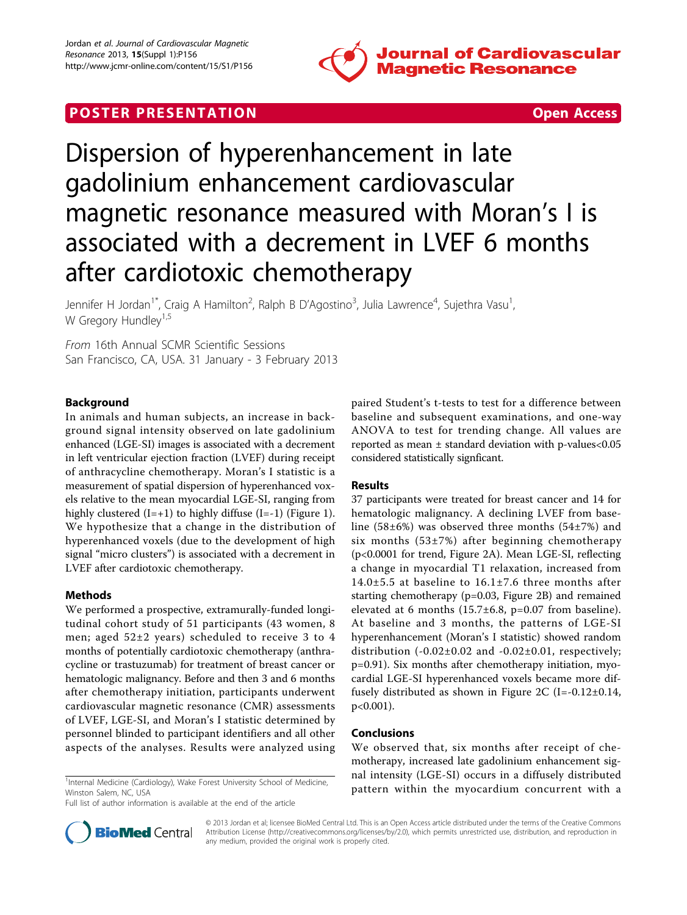POSTER PRESENTATION — Open Access

# Dispersion of hyperenhancement in late gadolinium enhancement cardiovascular magnetic resonance measured with Moran's I is associated with a decrement in LVEF 6 months after cardiotoxic chemotherapy

Jennifer H Jordan[1*], Craig A Hamilton[2], Ralph B D'Agostino[3], Julia Lawrence[4], Sujethra Vasu[1], W Gregory Hundley[1,5]

*From* 16th Annual SCMR Scientific Sessions
San Francisco, CA, USA. 31 January - 3 February 2013

## Background

In animals and human subjects, an increase in background signal intensity observed on late gadolinium enhanced (LGE-SI) images is associated with a decrement in left ventricular ejection fraction (LVEF) during receipt of anthracycline chemotherapy. Moran's I statistic is a measurement of spatial dispersion of hyperenhanced voxels relative to the mean myocardial LGE-SI, ranging from highly clustered (I=+1) to highly diffuse (I=-1) (Figure 1). We hypothesize that a change in the distribution of hyperenhanced voxels (due to the development of high signal "micro clusters") is associated with a decrement in LVEF after cardiotoxic chemotherapy.

## Methods

We performed a prospective, extramurally-funded longitudinal cohort study of 51 participants (43 women, 8 men; aged 52±2 years) scheduled to receive 3 to 4 months of potentially cardiotoxic chemotherapy (anthracycline or trastuzumab) for treatment of breast cancer or hematologic malignancy. Before and then 3 and 6 months after chemotherapy initiation, participants underwent cardiovascular magnetic resonance (CMR) assessments of LVEF, LGE-SI, and Moran's I statistic determined by personnel blinded to participant identifiers and all other aspects of the analyses. Results were analyzed using paired Student's t-tests to test for a difference between baseline and subsequent examinations, and one-way ANOVA to test for trending change. All values are reported as mean ± standard deviation with p-values<0.05 considered statistically signficant.

## Results

37 participants were treated for breast cancer and 14 for hematologic malignancy. A declining LVEF from baseline (58±6%) was observed three months (54±7%) and six months (53±7%) after beginning chemotherapy (p<0.0001 for trend, Figure 2A). Mean LGE-SI, reflecting a change in myocardial T1 relaxation, increased from 14.0±5.5 at baseline to 16.1±7.6 three months after starting chemotherapy (p=0.03, Figure 2B) and remained elevated at 6 months (15.7±6.8, p=0.07 from baseline). At baseline and 3 months, the patterns of LGE-SI hyperenhancement (Moran's I statistic) showed random distribution (-0.02±0.02 and -0.02±0.01, respectively; p=0.91). Six months after chemotherapy initiation, myocardial LGE-SI hyperenhanced voxels became more diffusely distributed as shown in Figure 2C (I=-0.12±0.14, p<0.001).

## Conclusions

We observed that, six months after receipt of chemotherapy, increased late gadolinium enhancement signal intensity (LGE-SI) occurs in a diffusely distributed pattern within the myocardium concurrent with a

[1]Internal Medicine (Cardiology), Wake Forest University School of Medicine, Winston Salem, NC, USA
Full list of author information is available at the end of the article

© 2013 Jordan et al; licensee BioMed Central Ltd. This is an Open Access article distributed under the terms of the Creative Commons Attribution License (http://creativecommons.org/licenses/by/2.0), which permits unrestricted use, distribution, and reproduction in any medium, provided the original work is properly cited.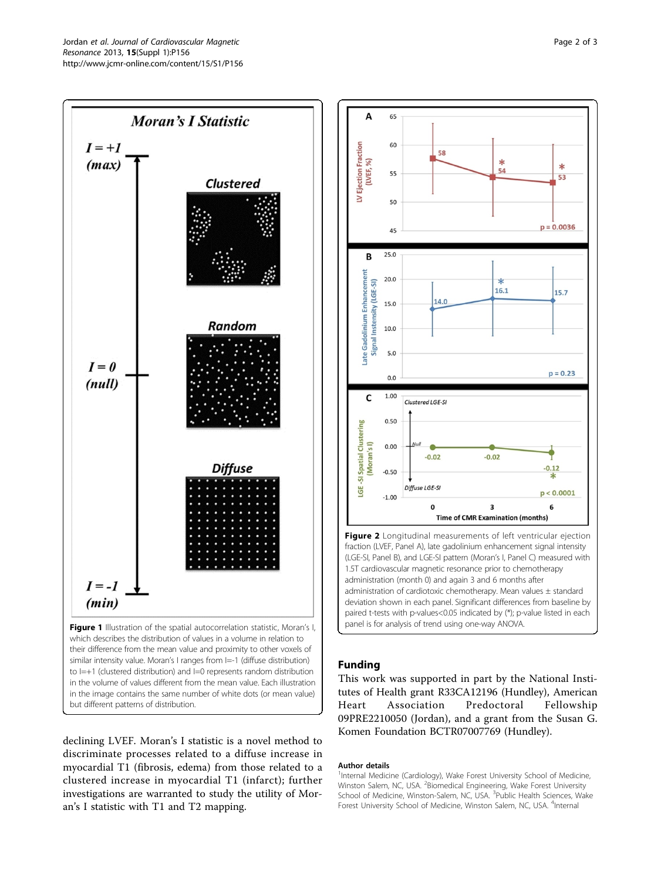**Figure 1** Illustration of the spatial autocorrelation statistic, Moran's I, which describes the distribution of values in a volume in relation to their difference from the mean value and proximity to other voxels of similar intensity value. Moran's I ranges from I=-1 (diffuse distribution) to I=+1 (clustered distribution) and I=0 represents random distribution in the volume of values different from the mean value. Each illustration in the image contains the same number of white dots (or mean value) but different patterns of distribution.

**Figure 2** Longitudinal measurements of left ventricular ejection fraction (LVEF, Panel A), late gadolinium enhancement signal intensity (LGE-SI, Panel B), and LGE-SI pattern (Moran's I, Panel C) measured with 1.5T cardiovascular magnetic resonance prior to chemotherapy administration (month 0) and again 3 and 6 months after administration of cardiotoxic chemotherapy. Mean values ± standard deviation shown in each panel. Significant differences from baseline by paired t-tests with p-values<0.05 indicated by (*); p-value listed in each panel is for analysis of trend using one-way ANOVA.

declining LVEF. Moran's I statistic is a novel method to discriminate processes related to a diffuse increase in myocardial T1 (fibrosis, edema) from those related to a clustered increase in myocardial T1 (infarct); further investigations are warranted to study the utility of Moran's I statistic with T1 and T2 mapping.

## Funding

This work was supported in part by the National Institutes of Health grant R33CA12196 (Hundley), American Heart Association Predoctoral Fellowship 09PRE2210050 (Jordan), and a grant from the Susan G. Komen Foundation BCTR07007769 (Hundley).

### Author details

[1]Internal Medicine (Cardiology), Wake Forest University School of Medicine, Winston Salem, NC, USA. [2]Biomedical Engineering, Wake Forest University School of Medicine, Winston-Salem, NC, USA. [3]Public Health Sciences, Wake Forest University School of Medicine, Winston Salem, NC, USA. [4]Internal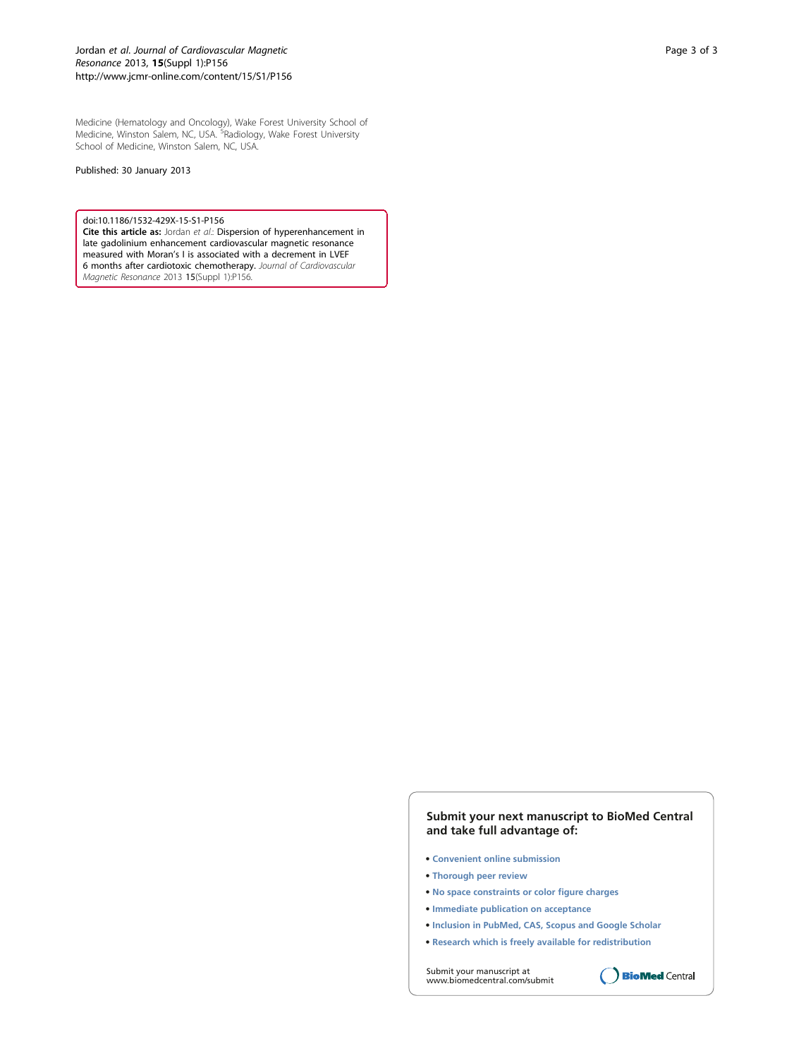Medicine (Hematology and Oncology), Wake Forest University School of Medicine, Winston Salem, NC, USA. [5]Radiology, Wake Forest University School of Medicine, Winston Salem, NC, USA.

Published: 30 January 2013

doi:10.1186/1532-429X-15-S1-P156

**Cite this article as:** Jordan *et al.*: Dispersion of hyperenhancement in late gadolinium enhancement cardiovascular magnetic resonance measured with Moran's I is associated with a decrement in LVEF 6 months after cardiotoxic chemotherapy. *Journal of Cardiovascular Magnetic Resonance* 2013 **15**(Suppl 1):P156.

**Submit your next manuscript to BioMed Central and take full advantage of:**

- Convenient online submission
- Thorough peer review
- No space constraints or color figure charges
- Immediate publication on acceptance
- Inclusion in PubMed, CAS, Scopus and Google Scholar
- Research which is freely available for redistribution

Submit your manuscript at www.biomedcentral.com/submit

BioMed Central